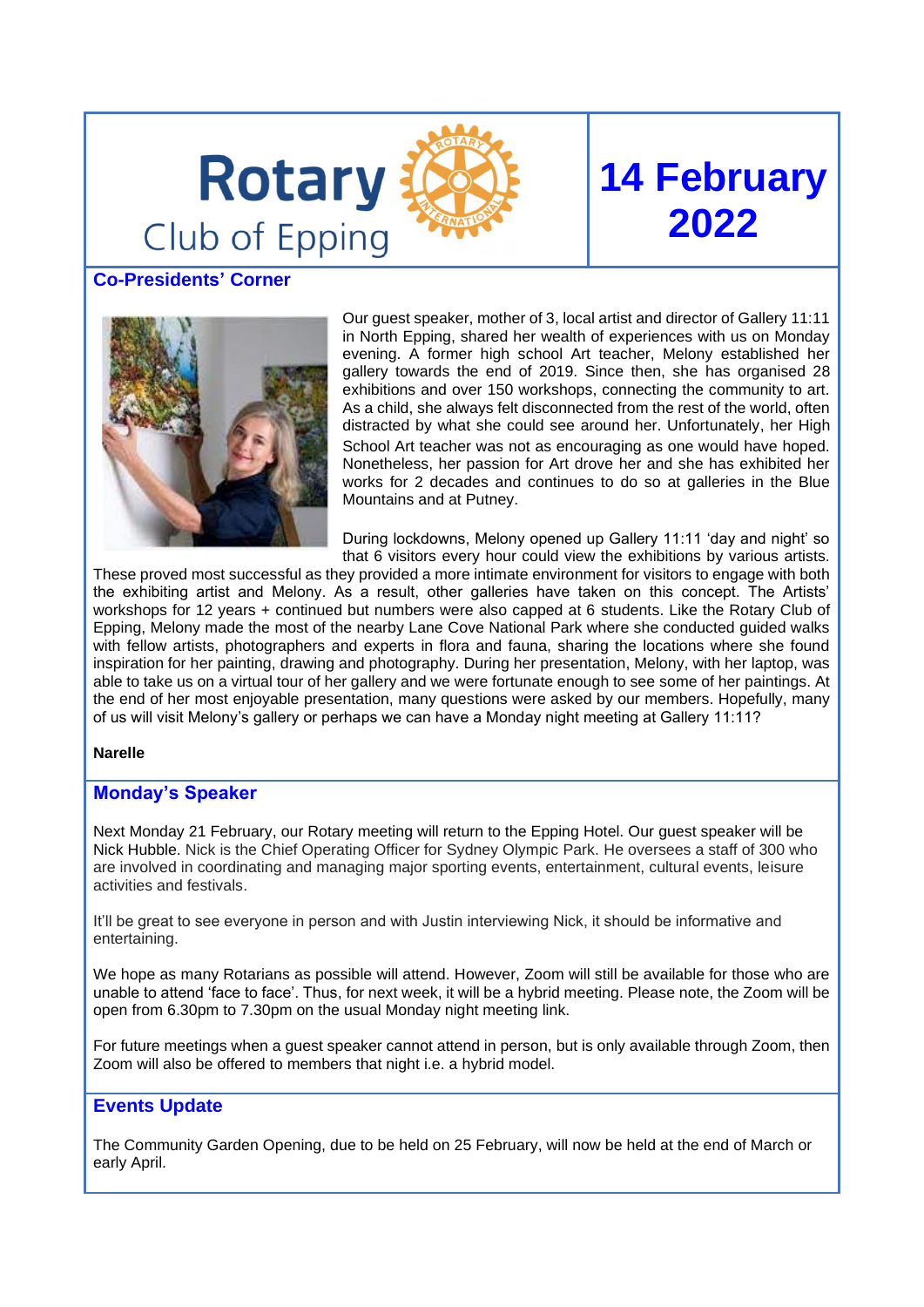# Rotary Club of Epping

# 14 February 2022

## Co-Presidents' Corner

Our guest speaker, mother of 3, local artist and director of Gallery 11:11 in North Epping, shared her wealth of experiences with us on Monday evening. A former high school Art teacher, Melony established her gallery towards the end of 2019. Since then, she has organised 28 exhibitions and over 150 workshops, connecting the community to art. As a child, she always felt disconnected from the rest of the world, often distracted by what she could see around her. Unfortunately, her High School Art teacher was not as encouraging as one would have hoped. Nonetheless, her passion for Art drove her and she has exhibited her works for 2 decades and continues to do so at galleries in the Blue Mountains and at Putney.

During lockdowns, Melony opened up Gallery 11:11 'day and night' so that 6 visitors every hour could view the exhibitions by various artists. These proved most successful as they provided a more intimate environment for visitors to engage with both the exhibiting artist and Melony. As a result, other galleries have taken on this concept. The Artists' workshops for 12 years + continued but numbers were also capped at 6 students. Like the Rotary Club of Epping, Melony made the most of the nearby Lane Cove National Park where she conducted guided walks with fellow artists, photographers and experts in flora and fauna, sharing the locations where she found inspiration for her painting, drawing and photography. During her presentation, Melony, with her laptop, was able to take us on a virtual tour of her gallery and we were fortunate enough to see some of her paintings. At the end of her most enjoyable presentation, many questions were asked by our members. Hopefully, many of us will visit Melony's gallery or perhaps we can have a Monday night meeting at Gallery 11:11?

**Narelle**

## Monday's Speaker

Next Monday 21 February, our Rotary meeting will return to the Epping Hotel. Our guest speaker will be Nick Hubble. Nick is the Chief Operating Officer for Sydney Olympic Park. He oversees a staff of 300 who are involved in coordinating and managing major sporting events, entertainment, cultural events, leisure activities and festivals.

It'll be great to see everyone in person and with Justin interviewing Nick, it should be informative and entertaining.

We hope as many Rotarians as possible will attend. However, Zoom will still be available for those who are unable to attend 'face to face'. Thus, for next week, it will be a hybrid meeting. Please note, the Zoom will be open from 6.30pm to 7.30pm on the usual Monday night meeting link.

For future meetings when a guest speaker cannot attend in person, but is only available through Zoom, then Zoom will also be offered to members that night i.e. a hybrid model.

## Events Update

The Community Garden Opening, due to be held on 25 February, will now be held at the end of March or early April.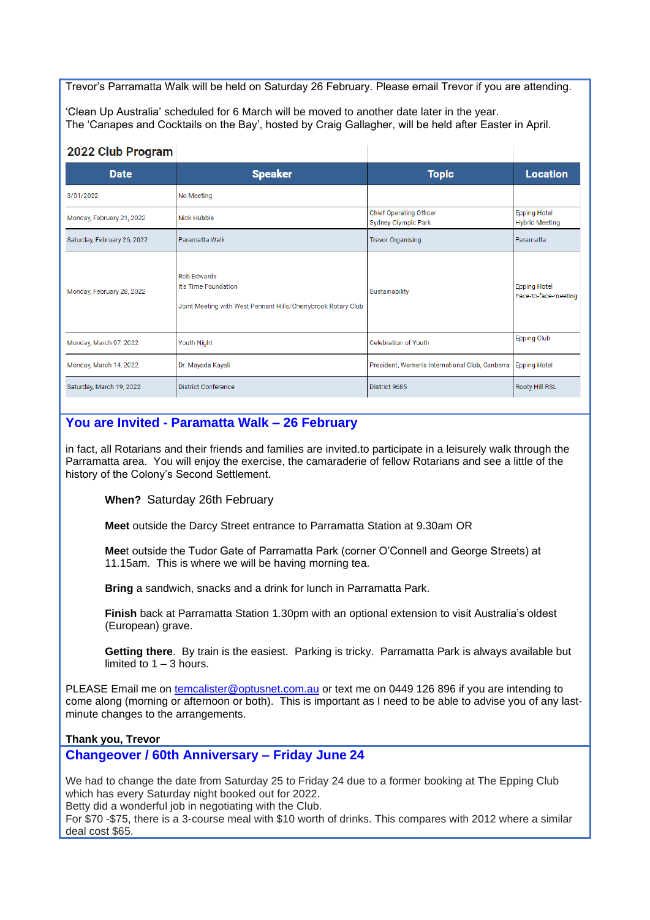Trevor's Parramatta Walk will be held on Saturday 26 February. Please email Trevor if you are attending.

'Clean Up Australia' scheduled for 6 March will be moved to another date later in the year.
The 'Canapes and Cocktails on the Bay', hosted by Craig Gallagher, will be held after Easter in April.

### 2022 Club Program

| Date | Speaker | Topic | Location |
|---|---|---|---|
| 3/01/2022 | No Meeting | | |
| Monday, February 21, 2022 | Nick Hubble | Chief Operating Officer<br>Sydney Olympic Park | Epping Hotel<br>Hybrid Meeting |
| Saturday, February 26, 2022 | Paramatta Walk | Trevor Organising | Paramatta |
| Monday, February 28, 2022 | Rob Edwards<br>It's Time Foundation<br><br>Joint Meeting with West Pennant Hills/Cherrybrook Rotary Club | Sustainability | Epping Hotel<br>Face-to-face-meeting |
| Monday, March 07, 2022 | Youth Night | Celebration of Youth | Epping Club |
| Monday, March 14, 2022 | Dr. Mayada Kayali | President, Women's International Club, Canberra | Epping Hotel |
| Saturday, March 19, 2022 | District Conference | District 9685 | Rooty Hill RSL |

## You are Invited - Paramatta Walk – 26 February

in fact, all Rotarians and their friends and families are invited.to participate in a leisurely walk through the Parramatta area. You will enjoy the exercise, the camaraderie of fellow Rotarians and see a little of the history of the Colony's Second Settlement.

**When?** Saturday 26th February

**Meet** outside the Darcy Street entrance to Parramatta Station at 9.30am OR

**Mee**t outside the Tudor Gate of Parramatta Park (corner O'Connell and George Streets) at 11.15am. This is where we will be having morning tea.

**Bring** a sandwich, snacks and a drink for lunch in Parramatta Park.

**Finish** back at Parramatta Station 1.30pm with an optional extension to visit Australia's oldest (European) grave.

**Getting there**. By train is the easiest. Parking is tricky. Parramatta Park is always available but limited to 1 – 3 hours.

PLEASE Email me on temcalister@optusnet.com.au or text me on 0449 126 896 if you are intending to come along (morning or afternoon or both). This is important as I need to be able to advise you of any last-minute changes to the arrangements.

**Thank you, Trevor**

## Changeover / 60th Anniversary – Friday June 24

We had to change the date from Saturday 25 to Friday 24 due to a former booking at The Epping Club which has every Saturday night booked out for 2022.
Betty did a wonderful job in negotiating with the Club.
For $70 -$75, there is a 3-course meal with $10 worth of drinks. This compares with 2012 where a similar deal cost $65.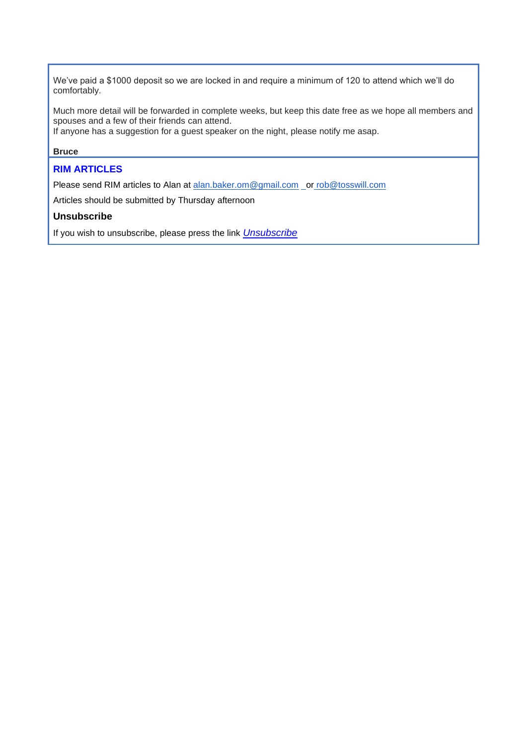We've paid a $1000 deposit so we are locked in and require a minimum of 120 to attend which we'll do comfortably.

Much more detail will be forwarded in complete weeks, but keep this date free as we hope all members and spouses and a few of their friends can attend.
If anyone has a suggestion for a guest speaker on the night, please notify me asap.

**Bruce**

## RIM ARTICLES

Please send RIM articles to Alan at alan.baker.om@gmail.com or rob@tosswill.com

Articles should be submitted by Thursday afternoon

### Unsubscribe

If you wish to unsubscribe, please press the link *Unsubscribe*